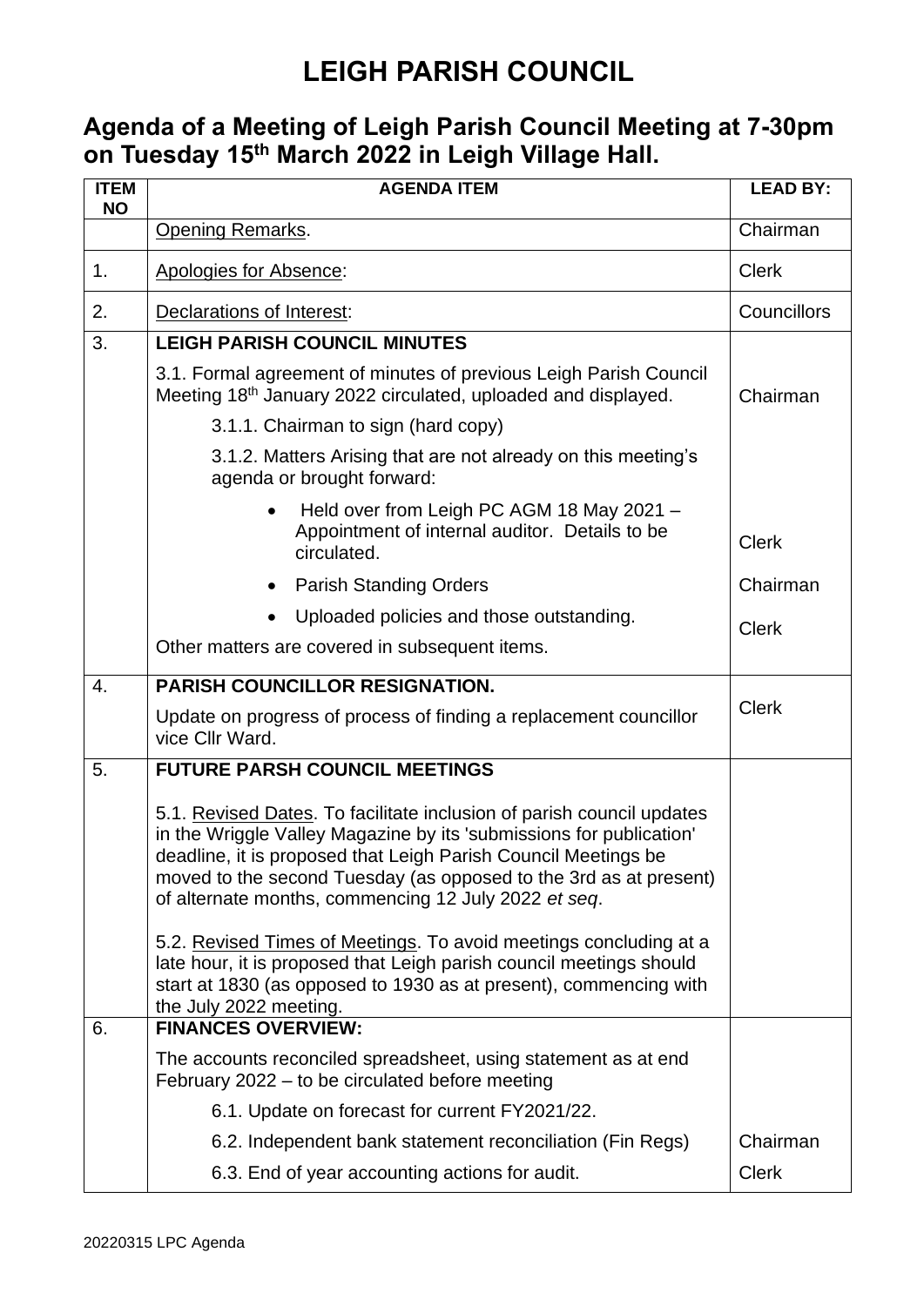# LEIGH PARISH COUNCIL

## Agenda of a Meeting of Leigh Parish Council Meeting at 7-30pm on Tuesday 15th March 2022 in Leigh Village Hall.

| ITEM NO | AGENDA ITEM | LEAD BY: |
|---|---|---|
| | Opening Remarks. | Chairman |
| 1. | Apologies for Absence: | Clerk |
| 2. | Declarations of Interest: | Councillors |
| 3. | **LEIGH PARISH COUNCIL MINUTES**<br>3.1. Formal agreement of minutes of previous Leigh Parish Council Meeting 18th January 2022 circulated, uploaded and displayed.<br>3.1.1. Chairman to sign (hard copy)<br>3.1.2. Matters Arising that are not already on this meeting's agenda or brought forward:<br>• Held over from Leigh PC AGM 18 May 2021 – Appointment of internal auditor. Details to be circulated.<br>• Parish Standing Orders<br>• Uploaded policies and those outstanding.<br>Other matters are covered in subsequent items. | Chairman<br><br>Clerk<br>Chairman<br>Clerk |
| 4. | **PARISH COUNCILLOR RESIGNATION.**<br>Update on progress of process of finding a replacement councillor vice Cllr Ward. | Clerk |
| 5. | **FUTURE PARSH COUNCIL MEETINGS**<br>5.1. Revised Dates. To facilitate inclusion of parish council updates in the Wriggle Valley Magazine by its 'submissions for publication' deadline, it is proposed that Leigh Parish Council Meetings be moved to the second Tuesday (as opposed to the 3rd as at present) of alternate months, commencing 12 July 2022 *et seq*.<br>5.2. Revised Times of Meetings. To avoid meetings concluding at a late hour, it is proposed that Leigh parish council meetings should start at 1830 (as opposed to 1930 as at present), commencing with the July 2022 meeting. | |
| 6. | **FINANCES OVERVIEW:**<br>The accounts reconciled spreadsheet, using statement as at end February 2022 – to be circulated before meeting<br>6.1. Update on forecast for current FY2021/22.<br>6.2. Independent bank statement reconciliation (Fin Regs)<br>6.3. End of year accounting actions for audit. | <br><br>Chairman<br>Clerk |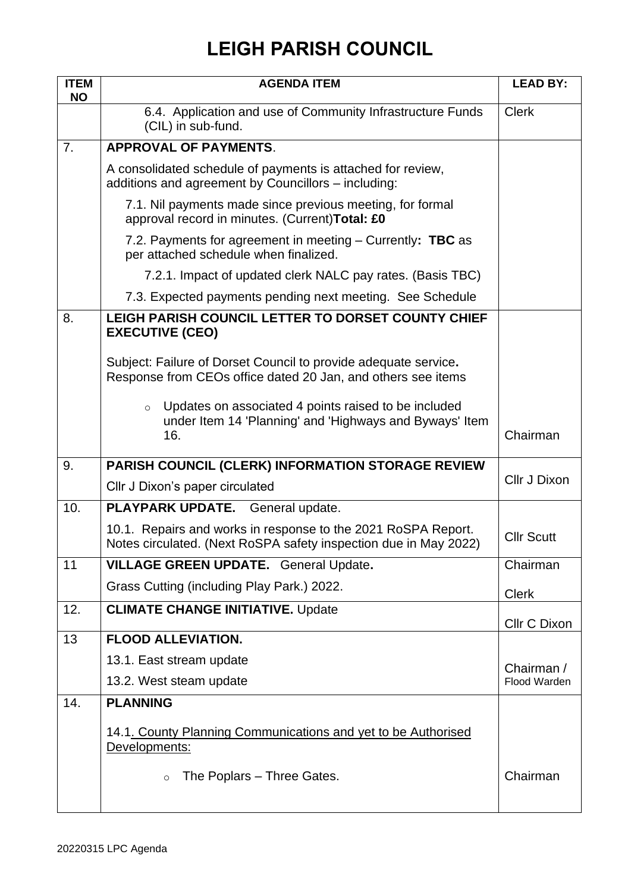# LEIGH PARISH COUNCIL

| ITEM NO | AGENDA ITEM | LEAD BY: |
|---|---|---|
| | 6.4. Application and use of Community Infrastructure Funds (CIL) in sub-fund. | Clerk |
| 7. | **APPROVAL OF PAYMENTS**.<br><br>A consolidated schedule of payments is attached for review, additions and agreement by Councillors – including:<br><br>7.1. Nil payments made since previous meeting, for formal approval record in minutes. (Current)**Total: £0**<br><br>7.2. Payments for agreement in meeting – Currently**: TBC** as per attached schedule when finalized.<br><br>7.2.1. Impact of updated clerk NALC pay rates. (Basis TBC)<br><br>7.3. Expected payments pending next meeting. See Schedule | |
| 8. | **LEIGH PARISH COUNCIL LETTER TO DORSET COUNTY CHIEF EXECUTIVE (CEO)**<br><br>Subject: Failure of Dorset Council to provide adequate service**.** Response from CEOs office dated 20 Jan, and others see items<br><br>○ Updates on associated 4 points raised to be included under Item 14 'Planning' and 'Highways and Byways' Item 16. | Chairman |
| 9. | **PARISH COUNCIL (CLERK) INFORMATION STORAGE REVIEW**<br><br>Cllr J Dixon's paper circulated | Cllr J Dixon |
| 10. | **PLAYPARK UPDATE.** General update.<br><br>10.1. Repairs and works in response to the 2021 RoSPA Report. Notes circulated. (Next RoSPA safety inspection due in May 2022) | Cllr Scutt |
| 11 | **VILLAGE GREEN UPDATE.** General Update**.**<br><br>Grass Cutting (including Play Park.) 2022. | Chairman<br><br>Clerk |
| 12. | **CLIMATE CHANGE INITIATIVE.** Update | Cllr C Dixon |
| 13 | **FLOOD ALLEVIATION.**<br><br>13.1. East stream update<br><br>13.2. West steam update | Chairman / Flood Warden |
| 14. | **PLANNING**<br><br>14.1. County Planning Communications and yet to be Authorised Developments:<br><br>○ The Poplars – Three Gates. | Chairman |

20220315 LPC Agenda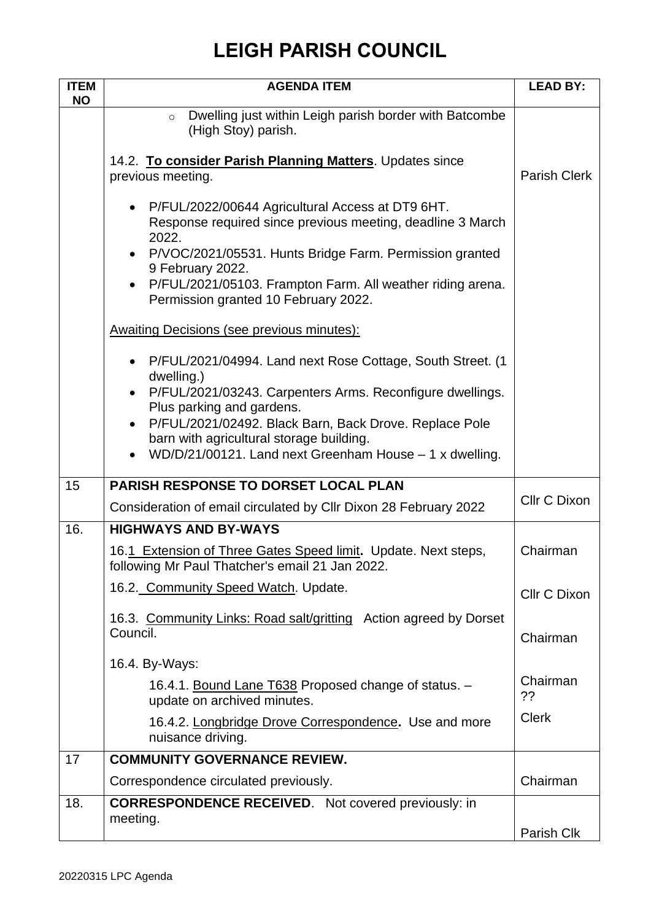# LEIGH PARISH COUNCIL

| ITEM NO | AGENDA ITEM | LEAD BY: |
|---|---|---|
| | ◦ Dwelling just within Leigh parish border with Batcombe (High Stoy) parish.<br><br>14.2. **To consider Parish Planning Matters**. Updates since previous meeting.<br><br>• P/FUL/2022/00644 Agricultural Access at DT9 6HT. Response required since previous meeting, deadline 3 March 2022.<br>• P/VOC/2021/05531. Hunts Bridge Farm. Permission granted 9 February 2022.<br>• P/FUL/2021/05103. Frampton Farm. All weather riding arena. Permission granted 10 February 2022.<br><br>Awaiting Decisions (see previous minutes):<br><br>• P/FUL/2021/04994. Land next Rose Cottage, South Street. (1 dwelling.)<br>• P/FUL/2021/03243. Carpenters Arms. Reconfigure dwellings. Plus parking and gardens.<br>• P/FUL/2021/02492. Black Barn, Back Drove. Replace Pole barn with agricultural storage building.<br>• WD/D/21/00121. Land next Greenham House – 1 x dwelling. | Parish Clerk |
| 15 | **PARISH RESPONSE TO DORSET LOCAL PLAN**<br>Consideration of email circulated by Cllr Dixon 28 February 2022 | Cllr C Dixon |
| 16. | **HIGHWAYS AND BY-WAYS**<br>16.1 Extension of Three Gates Speed limit**.** Update. Next steps, following Mr Paul Thatcher's email 21 Jan 2022.<br>16.2. Community Speed Watch. Update.<br>16.3. Community Links: Road salt/gritting Action agreed by Dorset Council.<br>16.4. By-Ways:<br>16.4.1. Bound Lane T638 Proposed change of status. – update on archived minutes.<br>16.4.2. Longbridge Drove Correspondence**.** Use and more nuisance driving. | Chairman<br><br>Cllr C Dixon<br><br>Chairman<br><br>Chairman ??<br><br>Clerk |
| 17 | **COMMUNITY GOVERNANCE REVIEW.**<br>Correspondence circulated previously. | Chairman |
| 18. | **CORRESPONDENCE RECEIVED**. Not covered previously: in meeting. | Parish Clk |

20220315 LPC Agenda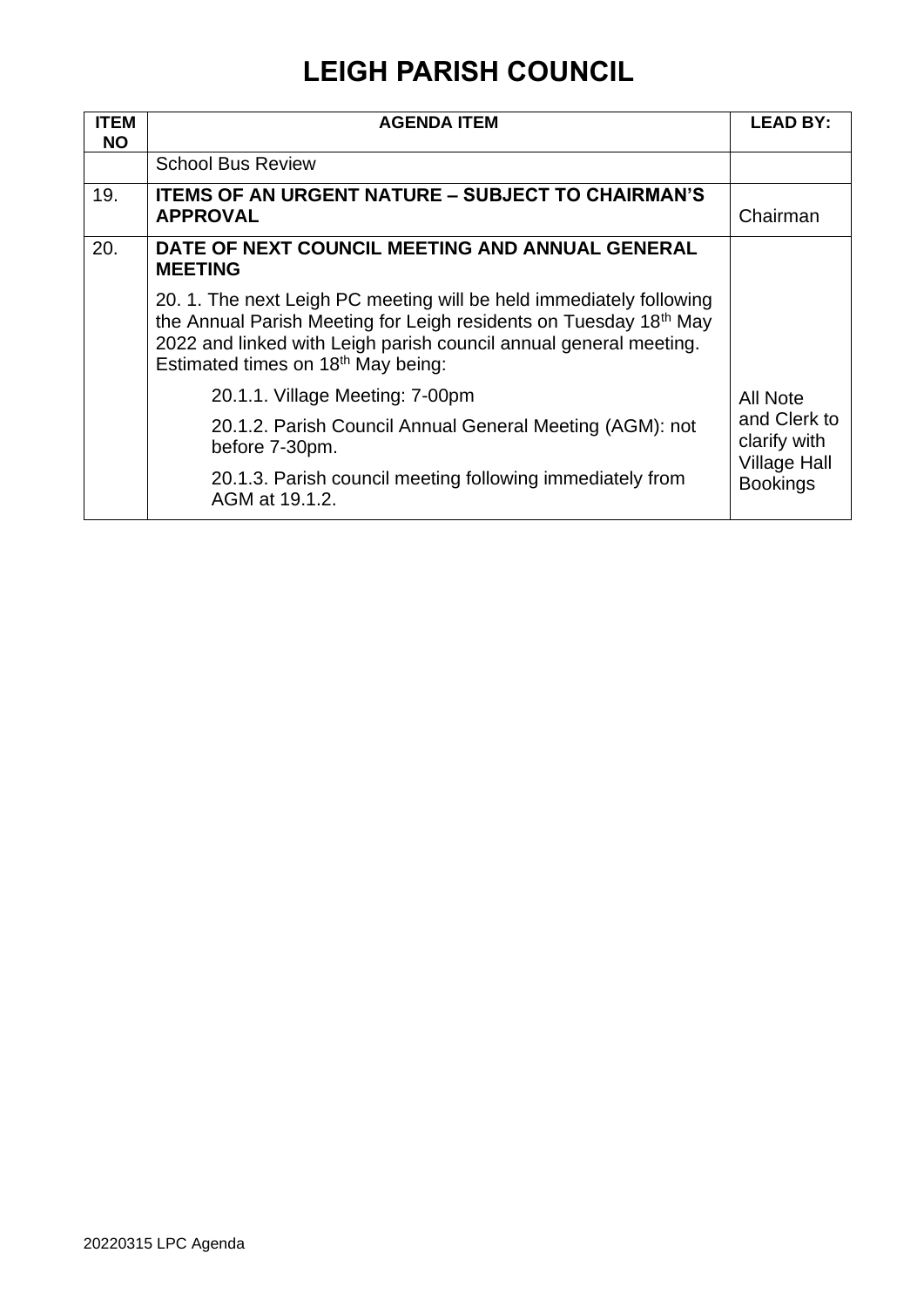# LEIGH PARISH COUNCIL

| ITEM NO | AGENDA ITEM | LEAD BY: |
| --- | --- | --- |
| | School Bus Review | |
| 19. | **ITEMS OF AN URGENT NATURE – SUBJECT TO CHAIRMAN'S APPROVAL** | Chairman |
| 20. | **DATE OF NEXT COUNCIL MEETING AND ANNUAL GENERAL MEETING**<br><br>20. 1. The next Leigh PC meeting will be held immediately following the Annual Parish Meeting for Leigh residents on Tuesday 18th May 2022 and linked with Leigh parish council annual general meeting. Estimated times on 18th May being:<br><br>20.1.1. Village Meeting: 7-00pm<br><br>20.1.2. Parish Council Annual General Meeting (AGM): not before 7-30pm.<br><br>20.1.3. Parish council meeting following immediately from AGM at 19.1.2. | All Note and Clerk to clarify with Village Hall Bookings |

20220315 LPC Agenda